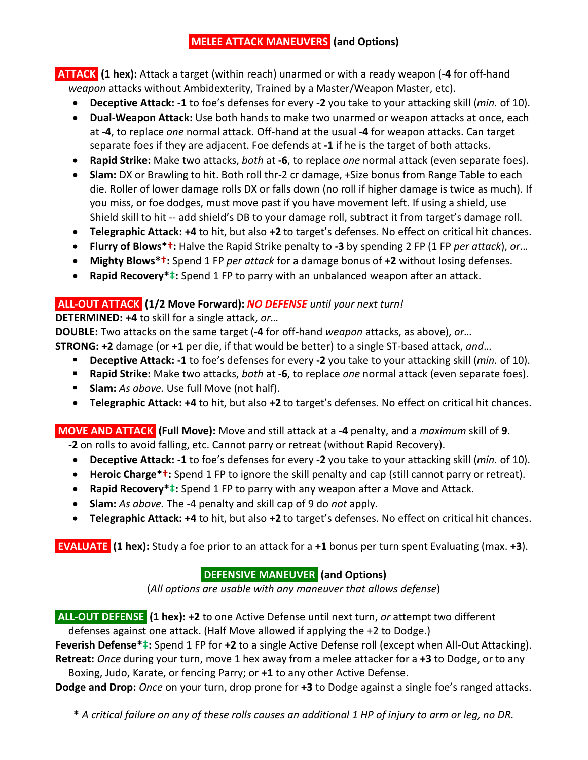## MELEE ATTACK MANEUVERS (and Options)

**ATTACK (1 hex):** Attack a target (within reach) unarmed or with a ready weapon (**-4** for off-hand *weapon* attacks without Ambidexterity, Trained by a Master/Weapon Master, etc).

- **Deceptive Attack: -1** to foe's defenses for every **-2** you take to your attacking skill (*min.* of 10).
- **Dual-Weapon Attack:** Use both hands to make two unarmed or weapon attacks at once, each at **-4**, to replace *one* normal attack. Off-hand at the usual **-4** for weapon attacks. Can target separate foes if they are adjacent. Foe defends at **-1** if he is the target of both attacks.
- **Rapid Strike:** Make two attacks, *both* at **-6**, to replace *one* normal attack (even separate foes).
- **Slam:** DX or Brawling to hit. Both roll thr-2 cr damage, +Size bonus from Range Table to each die. Roller of lower damage rolls DX or falls down (no roll if higher damage is twice as much). If you miss, or foe dodges, must move past if you have movement left. If using a shield, use Shield skill to hit -- add shield's DB to your damage roll, subtract it from target's damage roll.
- **Telegraphic Attack: +4** to hit, but also **+2** to target's defenses. No effect on critical hit chances.
- **Flurry of Blows*†:** Halve the Rapid Strike penalty to **-3** by spending 2 FP (1 FP *per attack*), *or*…
- **Mighty Blows*†:** Spend 1 FP *per attack* for a damage bonus of **+2** without losing defenses.
- **Rapid Recovery*‡:** Spend 1 FP to parry with an unbalanced weapon after an attack.

**ALL-OUT ATTACK (1/2 Move Forward):** ***NO DEFENSE*** *until your next turn!*

**DETERMINED: +4** to skill for a single attack, *or…*

**DOUBLE:** Two attacks on the same target (**-4** for off-hand *weapon* attacks, as above), *or…*

**STRONG: +2** damage (or **+1** per die, if that would be better) to a single ST-based attack, *and*…

- **Deceptive Attack: -1** to foe's defenses for every **-2** you take to your attacking skill (*min.* of 10).
- **Rapid Strike:** Make two attacks, *both* at **-6**, to replace *one* normal attack (even separate foes).
- **Slam:** *As above.* Use full Move (not half).
- **Telegraphic Attack: +4** to hit, but also **+2** to target's defenses. No effect on critical hit chances.

**MOVE AND ATTACK (Full Move):** Move and still attack at a **-4** penalty, and a *maximum* skill of **9**. **-2** on rolls to avoid falling, etc. Cannot parry or retreat (without Rapid Recovery).

- **Deceptive Attack: -1** to foe's defenses for every **-2** you take to your attacking skill (*min.* of 10).
- **Heroic Charge*†:** Spend 1 FP to ignore the skill penalty and cap (still cannot parry or retreat).
- **Rapid Recovery*‡:** Spend 1 FP to parry with any weapon after a Move and Attack.
- **Slam:** *As above.* The -4 penalty and skill cap of 9 do *not* apply.
- **Telegraphic Attack: +4** to hit, but also **+2** to target's defenses. No effect on critical hit chances.

**EVALUATE (1 hex):** Study a foe prior to an attack for a **+1** bonus per turn spent Evaluating (max. **+3**).

## DEFENSIVE MANEUVER (and Options)

(*All options are usable with any maneuver that allows defense*)

**ALL-OUT DEFENSE (1 hex): +2** to one Active Defense until next turn, *or* attempt two different defenses against one attack. (Half Move allowed if applying the +2 to Dodge.)

**Feverish Defense*‡:** Spend 1 FP for **+2** to a single Active Defense roll (except when All-Out Attacking).

**Retreat:** *Once* during your turn, move 1 hex away from a melee attacker for a **+3** to Dodge, or to any Boxing, Judo, Karate, or fencing Parry; or **+1** to any other Active Defense.

**Dodge and Drop:** *Once* on your turn, drop prone for **+3** to Dodge against a single foe's ranged attacks.

*** *A critical failure on any of these rolls causes an additional 1 HP of injury to arm or leg, no DR.*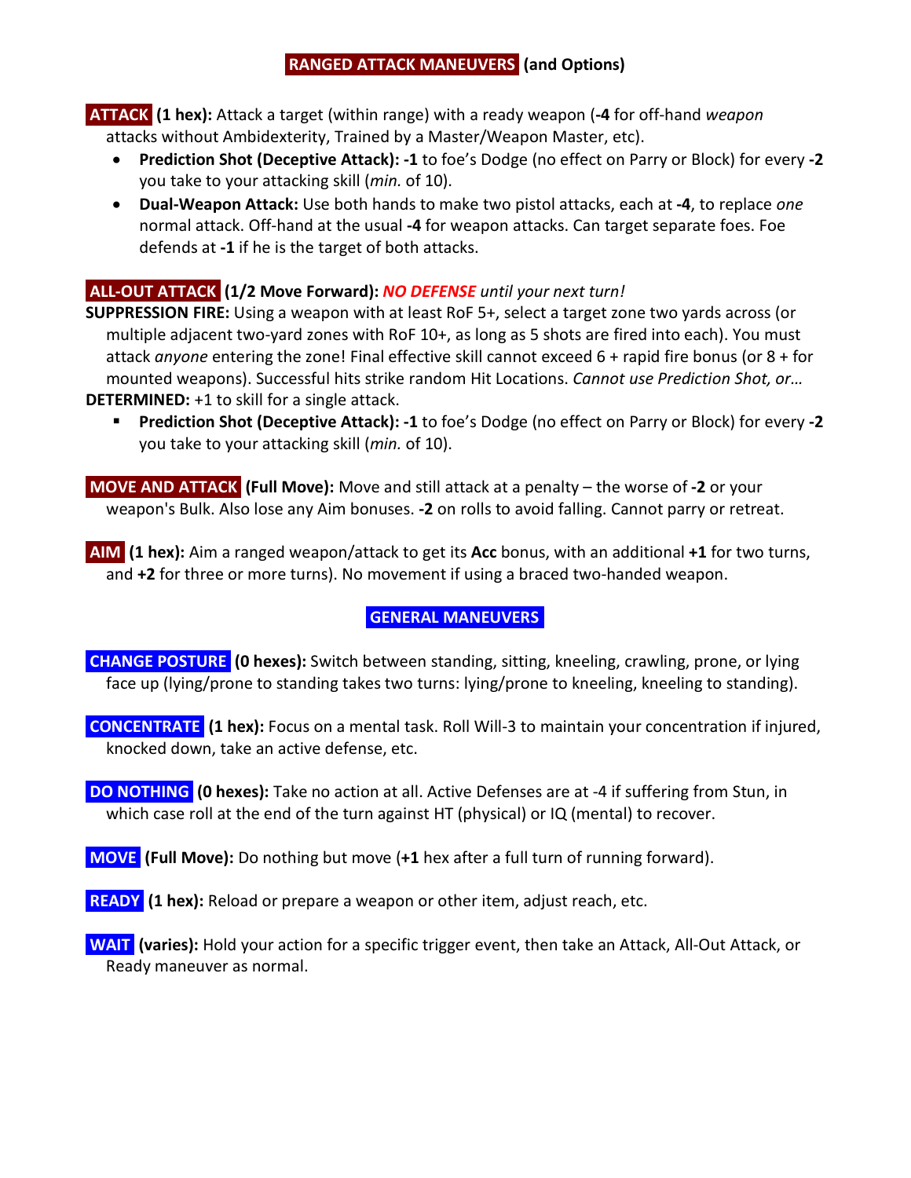## RANGED ATTACK MANEUVERS (and Options)

**ATTACK (1 hex):** Attack a target (within range) with a ready weapon (**-4** for off-hand *weapon* attacks without Ambidexterity, Trained by a Master/Weapon Master, etc).

- **Prediction Shot (Deceptive Attack): -1** to foe's Dodge (no effect on Parry or Block) for every **-2** you take to your attacking skill (*min.* of 10).
- **Dual-Weapon Attack:** Use both hands to make two pistol attacks, each at **-4**, to replace *one* normal attack. Off-hand at the usual **-4** for weapon attacks. Can target separate foes. Foe defends at **-1** if he is the target of both attacks.

**ALL-OUT ATTACK (1/2 Move Forward):** ***NO DEFENSE** until your next turn!*

**SUPPRESSION FIRE:** Using a weapon with at least RoF 5+, select a target zone two yards across (or multiple adjacent two-yard zones with RoF 10+, as long as 5 shots are fired into each). You must attack *anyone* entering the zone! Final effective skill cannot exceed 6 + rapid fire bonus (or 8 + for mounted weapons). Successful hits strike random Hit Locations. *Cannot use Prediction Shot, or…*

**DETERMINED:** +1 to skill for a single attack.

- **Prediction Shot (Deceptive Attack): -1** to foe's Dodge (no effect on Parry or Block) for every **-2** you take to your attacking skill (*min.* of 10).

**MOVE AND ATTACK (Full Move):** Move and still attack at a penalty – the worse of **-2** or your weapon's Bulk. Also lose any Aim bonuses. **-2** on rolls to avoid falling. Cannot parry or retreat.

**AIM (1 hex):** Aim a ranged weapon/attack to get its **Acc** bonus, with an additional **+1** for two turns, and **+2** for three or more turns). No movement if using a braced two-handed weapon.

## GENERAL MANEUVERS

**CHANGE POSTURE (0 hexes):** Switch between standing, sitting, kneeling, crawling, prone, or lying face up (lying/prone to standing takes two turns: lying/prone to kneeling, kneeling to standing).

**CONCENTRATE (1 hex):** Focus on a mental task. Roll Will-3 to maintain your concentration if injured, knocked down, take an active defense, etc.

**DO NOTHING (0 hexes):** Take no action at all. Active Defenses are at -4 if suffering from Stun, in which case roll at the end of the turn against HT (physical) or IQ (mental) to recover.

**MOVE (Full Move):** Do nothing but move (**+1** hex after a full turn of running forward).

**READY (1 hex):** Reload or prepare a weapon or other item, adjust reach, etc.

**WAIT (varies):** Hold your action for a specific trigger event, then take an Attack, All-Out Attack, or Ready maneuver as normal.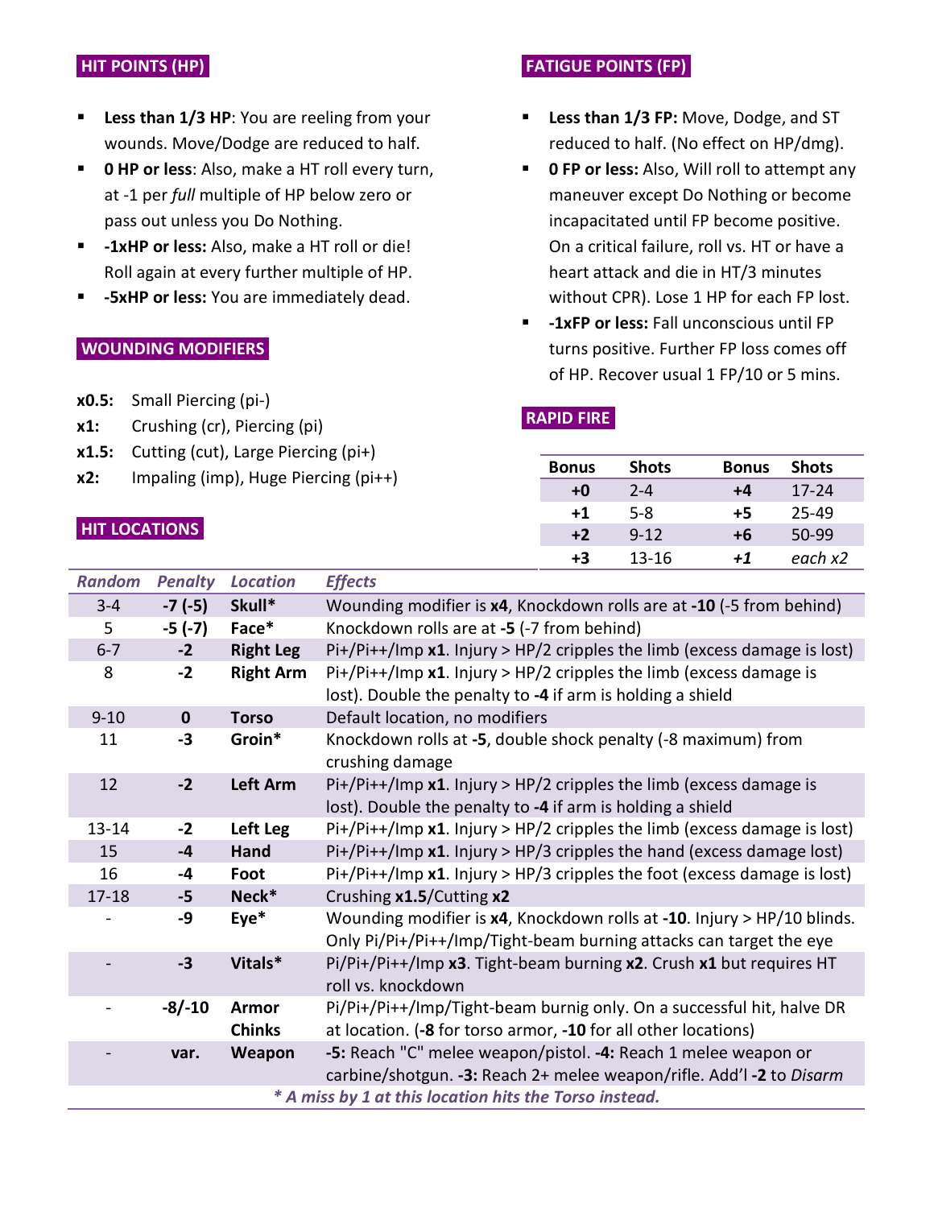## HIT POINTS (HP)

- **Less than 1/3 HP**: You are reeling from your wounds. Move/Dodge are reduced to half.
- **0 HP or less**: Also, make a HT roll every turn, at -1 per *full* multiple of HP below zero or pass out unless you Do Nothing.
- **-1xHP or less:** Also, make a HT roll or die! Roll again at every further multiple of HP.
- **-5xHP or less:** You are immediately dead.

## WOUNDING MODIFIERS

**x0.5:** Small Piercing (pi-)
**x1:** Crushing (cr), Piercing (pi)
**x1.5:** Cutting (cut), Large Piercing (pi+)
**x2:** Impaling (imp), Huge Piercing (pi++)

## FATIGUE POINTS (FP)

- **Less than 1/3 FP:** Move, Dodge, and ST reduced to half. (No effect on HP/dmg).
- **0 FP or less:** Also, Will roll to attempt any maneuver except Do Nothing or become incapacitated until FP become positive. On a critical failure, roll vs. HT or have a heart attack and die in HT/3 minutes without CPR). Lose 1 HP for each FP lost.
- **-1xFP or less:** Fall unconscious until FP turns positive. Further FP loss comes off of HP. Recover usual 1 FP/10 or 5 mins.

## RAPID FIRE

| Bonus | Shots | Bonus | Shots |
|---|---|---|---|
| **+0** | 2-4 | **+4** | 17-24 |
| **+1** | 5-8 | **+5** | 25-49 |
| **+2** | 9-12 | **+6** | 50-99 |
| **+3** | 13-16 | ***+1*** | *each x2* |

## HIT LOCATIONS

| *Random* | *Penalty* | *Location* | *Effects* |
|---|---|---|---|
| 3-4 | **-7 (-5)** | **Skull*** | Wounding modifier is **x4**, Knockdown rolls are at **-10** (-5 from behind) |
| 5 | **-5 (-7)** | **Face*** | Knockdown rolls are at **-5** (-7 from behind) |
| 6-7 | **-2** | **Right Leg** | Pi+/Pi++/Imp **x1**. Injury > HP/2 cripples the limb (excess damage is lost) |
| 8 | **-2** | **Right Arm** | Pi+/Pi++/Imp **x1**. Injury > HP/2 cripples the limb (excess damage is lost). Double the penalty to **-4** if arm is holding a shield |
| 9-10 | **0** | **Torso** | Default location, no modifiers |
| 11 | **-3** | **Groin*** | Knockdown rolls at **-5**, double shock penalty (-8 maximum) from crushing damage |
| 12 | **-2** | **Left Arm** | Pi+/Pi++/Imp **x1**. Injury > HP/2 cripples the limb (excess damage is lost). Double the penalty to **-4** if arm is holding a shield |
| 13-14 | **-2** | **Left Leg** | Pi+/Pi++/Imp **x1**. Injury > HP/2 cripples the limb (excess damage is lost) |
| 15 | **-4** | **Hand** | Pi+/Pi++/Imp **x1**. Injury > HP/3 cripples the hand (excess damage lost) |
| 16 | **-4** | **Foot** | Pi+/Pi++/Imp **x1**. Injury > HP/3 cripples the foot (excess damage is lost) |
| 17-18 | **-5** | **Neck*** | Crushing **x1.5**/Cutting **x2** |
| - | **-9** | **Eye*** | Wounding modifier is **x4**, Knockdown rolls at **-10**. Injury > HP/10 blinds. Only Pi/Pi+/Pi++/Imp/Tight-beam burning attacks can target the eye |
| - | **-3** | **Vitals*** | Pi/Pi+/Pi++/Imp **x3**. Tight-beam burning **x2**. Crush **x1** but requires HT roll vs. knockdown |
| - | **-8/-10** | **Armor Chinks** | Pi/Pi+/Pi++/Imp/Tight-beam burnig only. On a successful hit, halve DR at location. (**-8** for torso armor, **-10** for all other locations) |
| - | **var.** | **Weapon** | **-5:** Reach "C" melee weapon/pistol. **-4:** Reach 1 melee weapon or carbine/shotgun. **-3:** Reach 2+ melee weapon/rifle. Add'l **-2** to *Disarm* |

***\* A miss by 1 at this location hits the Torso instead.***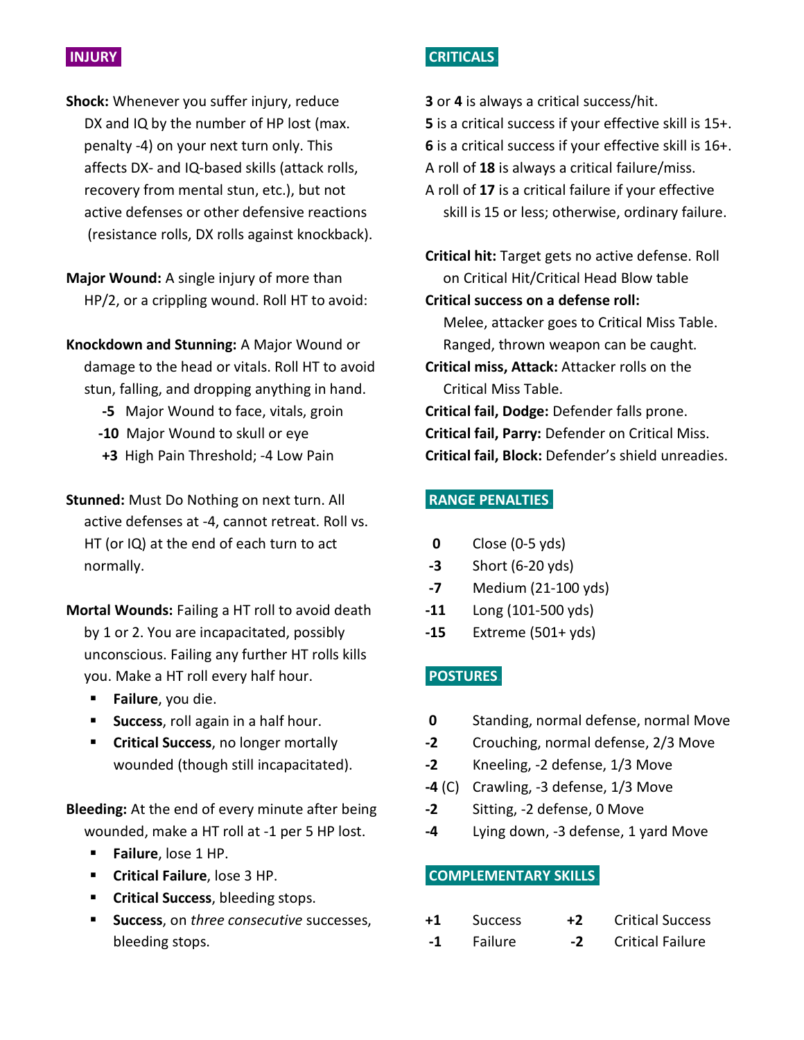## INJURY

**Shock:** Whenever you suffer injury, reduce DX and IQ by the number of HP lost (max. penalty -4) on your next turn only. This affects DX- and IQ-based skills (attack rolls, recovery from mental stun, etc.), but not active defenses or other defensive reactions (resistance rolls, DX rolls against knockback).

**Major Wound:** A single injury of more than HP/2, or a crippling wound. Roll HT to avoid:

**Knockdown and Stunning:** A Major Wound or damage to the head or vitals. Roll HT to avoid stun, falling, and dropping anything in hand.

- **-5** Major Wound to face, vitals, groin
- **-10** Major Wound to skull or eye
- **+3** High Pain Threshold; -4 Low Pain

**Stunned:** Must Do Nothing on next turn. All active defenses at -4, cannot retreat. Roll vs. HT (or IQ) at the end of each turn to act normally.

**Mortal Wounds:** Failing a HT roll to avoid death by 1 or 2. You are incapacitated, possibly unconscious. Failing any further HT rolls kills you. Make a HT roll every half hour.

- **Failure**, you die.
- **Success**, roll again in a half hour.
- **Critical Success**, no longer mortally wounded (though still incapacitated).

**Bleeding:** At the end of every minute after being wounded, make a HT roll at -1 per 5 HP lost.

- **Failure**, lose 1 HP.
- **Critical Failure**, lose 3 HP.
- **Critical Success**, bleeding stops.
- **Success**, on *three consecutive* successes, bleeding stops.

## CRITICALS

**3** or **4** is always a critical success/hit.
**5** is a critical success if your effective skill is 15+.
**6** is a critical success if your effective skill is 16+.
A roll of **18** is always a critical failure/miss.
A roll of **17** is a critical failure if your effective skill is 15 or less; otherwise, ordinary failure.

**Critical hit:** Target gets no active defense. Roll on Critical Hit/Critical Head Blow table
**Critical success on a defense roll:** Melee, attacker goes to Critical Miss Table. Ranged, thrown weapon can be caught.
**Critical miss, Attack:** Attacker rolls on the Critical Miss Table.
**Critical fail, Dodge:** Defender falls prone.
**Critical fail, Parry:** Defender on Critical Miss.
**Critical fail, Block:** Defender's shield unreadies.

## RANGE PENALTIES

| | |
|---|---|
| **0** | Close (0-5 yds) |
| **-3** | Short (6-20 yds) |
| **-7** | Medium (21-100 yds) |
| **-11** | Long (101-500 yds) |
| **-15** | Extreme (501+ yds) |

## POSTURES

| | |
|---|---|
| **0** | Standing, normal defense, normal Move |
| **-2** | Crouching, normal defense, 2/3 Move |
| **-2** | Kneeling, -2 defense, 1/3 Move |
| **-4** (C) | Crawling, -3 defense, 1/3 Move |
| **-2** | Sitting, -2 defense, 0 Move |
| **-4** | Lying down, -3 defense, 1 yard Move |

## COMPLEMENTARY SKILLS

| | | | |
|---|---|---|---|
| **+1** | Success | **+2** | Critical Success |
| **-1** | Failure | **-2** | Critical Failure |